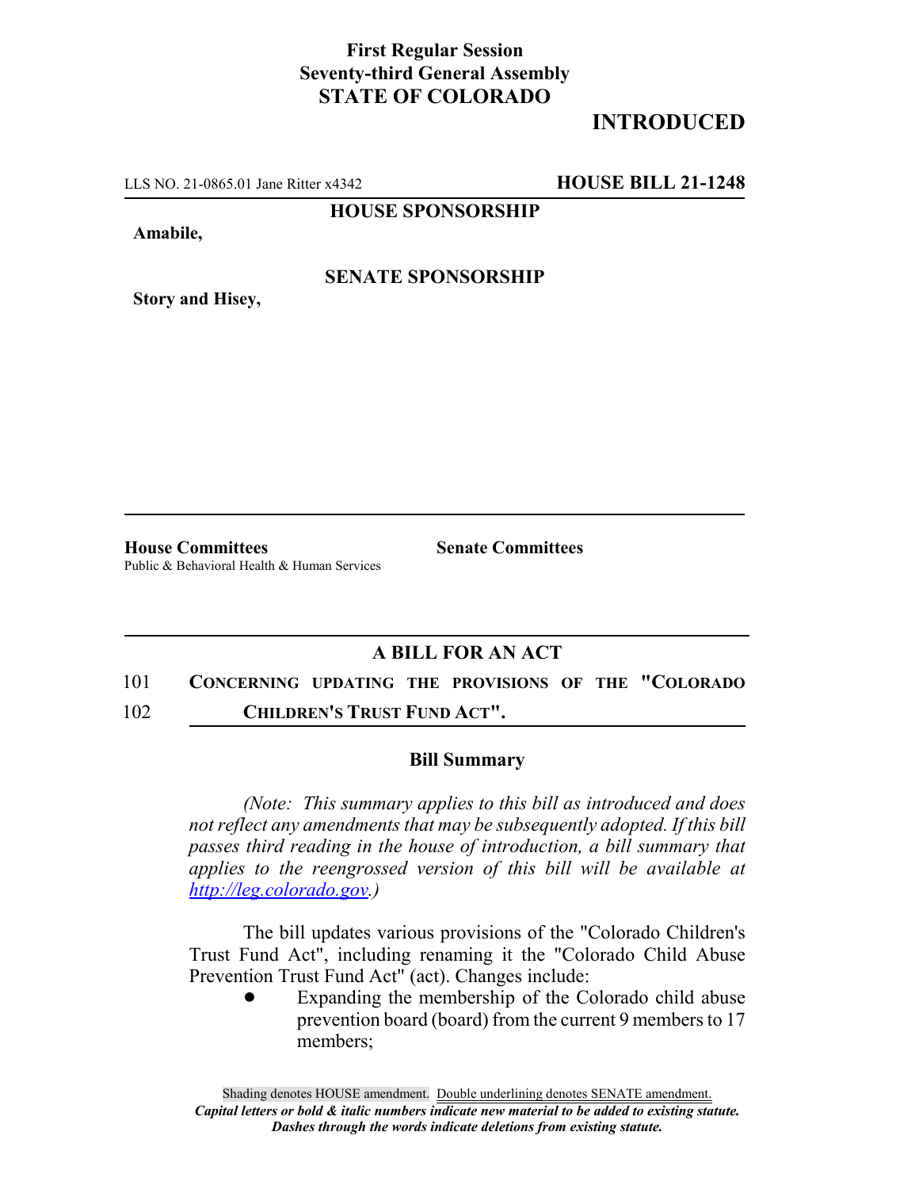**First Regular Session**
**Seventy-third General Assembly**
**STATE OF COLORADO**

# INTRODUCED

LLS NO. 21-0865.01 Jane Ritter x4342 **HOUSE BILL 21-1248**

**HOUSE SPONSORSHIP**

**Amabile,**

**SENATE SPONSORSHIP**

**Story and Hisey,**

**House Committees**
Public & Behavioral Health & Human Services

**Senate Committees**

## A BILL FOR AN ACT

101 **CONCERNING UPDATING THE PROVISIONS OF THE "COLORADO**
102 **CHILDREN'S TRUST FUND ACT".**

### Bill Summary

*(Note: This summary applies to this bill as introduced and does not reflect any amendments that may be subsequently adopted. If this bill passes third reading in the house of introduction, a bill summary that applies to the reengrossed version of this bill will be available at http://leg.colorado.gov.)*

The bill updates various provisions of the "Colorado Children's Trust Fund Act", including renaming it the "Colorado Child Abuse Prevention Trust Fund Act" (act). Changes include:

- Expanding the membership of the Colorado child abuse prevention board (board) from the current 9 members to 17 members;

Shading denotes HOUSE amendment. Double underlining denotes SENATE amendment.
*Capital letters or bold & italic numbers indicate new material to be added to existing statute.*
*Dashes through the words indicate deletions from existing statute.*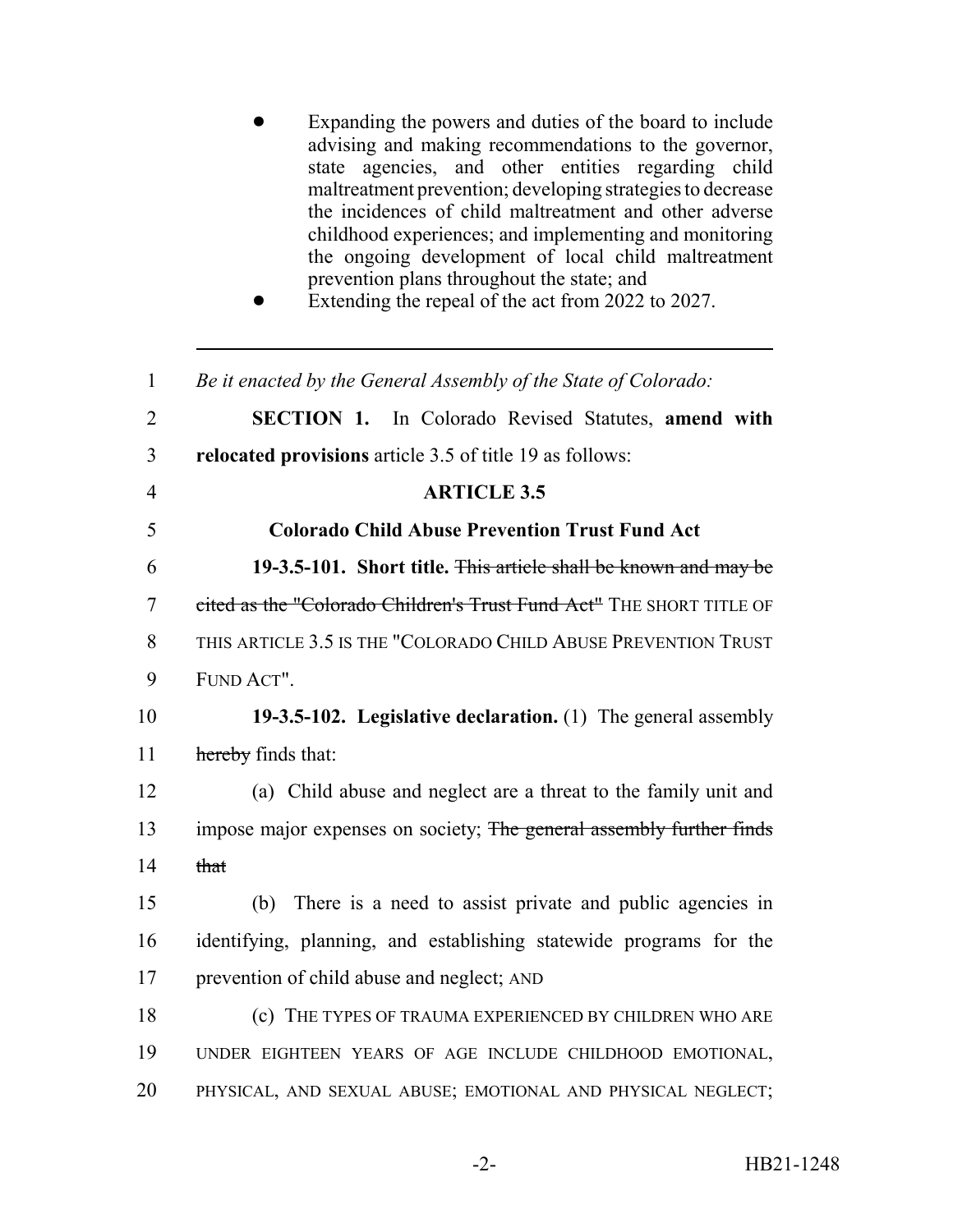- Expanding the powers and duties of the board to include advising and making recommendations to the governor, state agencies, and other entities regarding child maltreatment prevention; developing strategies to decrease the incidences of child maltreatment and other adverse childhood experiences; and implementing and monitoring the ongoing development of local child maltreatment prevention plans throughout the state; and
- Extending the repeal of the act from 2022 to 2027.

---

1 *Be it enacted by the General Assembly of the State of Colorado:*

2 **SECTION 1.** In Colorado Revised Statutes, **amend with**
3 **relocated provisions** article 3.5 of title 19 as follows:

4 **ARTICLE 3.5**

5 **Colorado Child Abuse Prevention Trust Fund Act**

6 **19-3.5-101. Short title.** ~~This article shall be known and may be~~
7 ~~cited as the "Colorado Children's Trust Fund Act"~~ THE SHORT TITLE OF
8 THIS ARTICLE 3.5 IS THE "COLORADO CHILD ABUSE PREVENTION TRUST
9 FUND ACT".

10 **19-3.5-102. Legislative declaration.** (1) The general assembly
11 ~~hereby~~ finds that:

12 (a) Child abuse and neglect are a threat to the family unit and
13 impose major expenses on society; ~~The general assembly further finds~~
14 ~~that~~

15 (b) There is a need to assist private and public agencies in
16 identifying, planning, and establishing statewide programs for the
17 prevention of child abuse and neglect; AND

18 (c) THE TYPES OF TRAUMA EXPERIENCED BY CHILDREN WHO ARE
19 UNDER EIGHTEEN YEARS OF AGE INCLUDE CHILDHOOD EMOTIONAL,
20 PHYSICAL, AND SEXUAL ABUSE; EMOTIONAL AND PHYSICAL NEGLECT;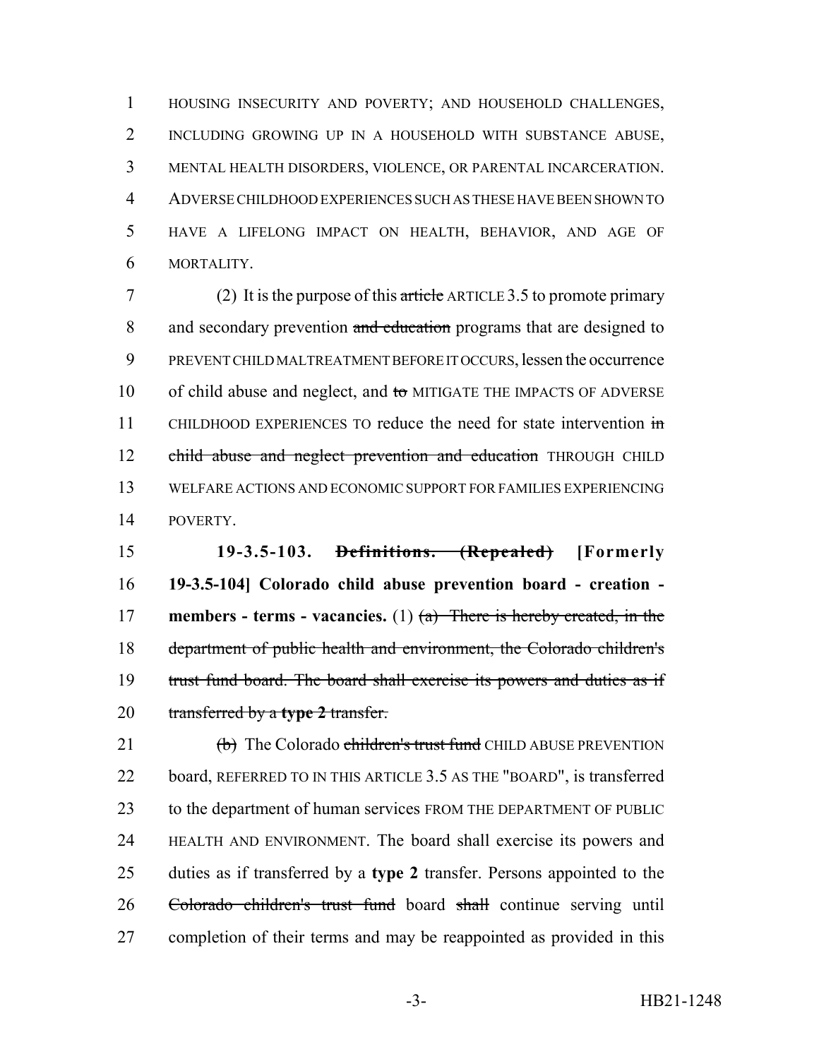HOUSING INSECURITY AND POVERTY; AND HOUSEHOLD CHALLENGES, INCLUDING GROWING UP IN A HOUSEHOLD WITH SUBSTANCE ABUSE, MENTAL HEALTH DISORDERS, VIOLENCE, OR PARENTAL INCARCERATION. ADVERSE CHILDHOOD EXPERIENCES SUCH AS THESE HAVE BEEN SHOWN TO HAVE A LIFELONG IMPACT ON HEALTH, BEHAVIOR, AND AGE OF MORTALITY.

(2) It is the purpose of this ~~article~~ ARTICLE 3.5 to promote primary and secondary prevention ~~and education~~ programs that are designed to PREVENT CHILD MALTREATMENT BEFORE IT OCCURS, lessen the occurrence of child abuse and neglect, and ~~to~~ MITIGATE THE IMPACTS OF ADVERSE CHILDHOOD EXPERIENCES TO reduce the need for state intervention ~~in child abuse and neglect prevention and education~~ THROUGH CHILD WELFARE ACTIONS AND ECONOMIC SUPPORT FOR FAMILIES EXPERIENCING POVERTY.

**19-3.5-103. ~~Definitions. (Repealed)~~ [Formerly 19-3.5-104] Colorado child abuse prevention board - creation - members - terms - vacancies.** (1) ~~(a) There is hereby created, in the department of public health and environment, the Colorado children's trust fund board. The board shall exercise its powers and duties as if transferred by a **type 2** transfer.~~

~~(b)~~ The Colorado ~~children's trust fund~~ CHILD ABUSE PREVENTION board, REFERRED TO IN THIS ARTICLE 3.5 AS THE "BOARD", is transferred to the department of human services FROM THE DEPARTMENT OF PUBLIC HEALTH AND ENVIRONMENT. The board shall exercise its powers and duties as if transferred by a **type 2** transfer. Persons appointed to the ~~Colorado children's trust fund~~ board ~~shall~~ continue serving until completion of their terms and may be reappointed as provided in this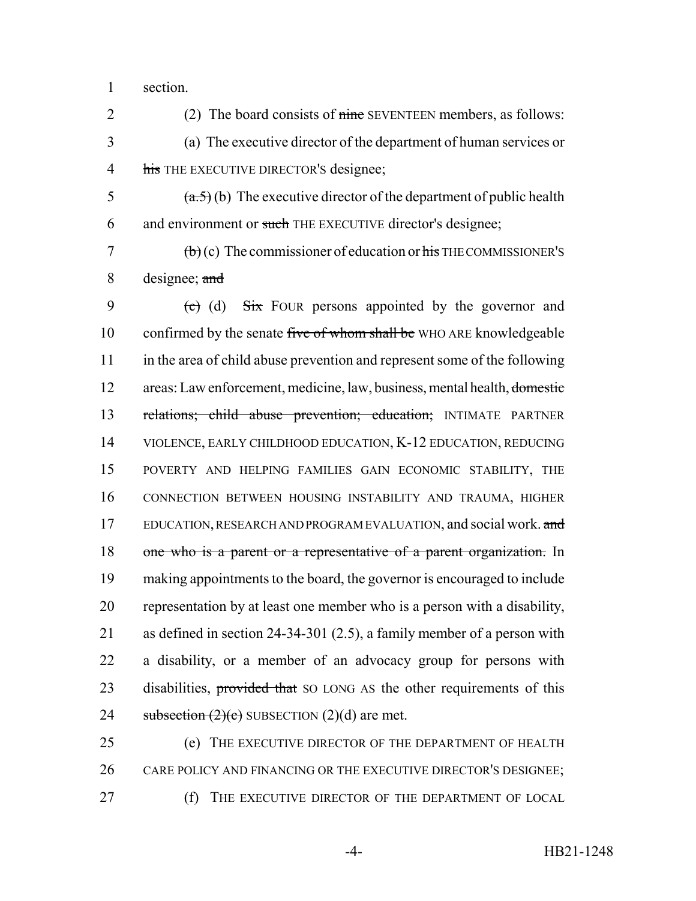section.

(2) The board consists of ~~nine~~ SEVENTEEN members, as follows:

(a) The executive director of the department of human services or ~~his~~ THE EXECUTIVE DIRECTOR'S designee;

~~(a.5)~~ (b) The executive director of the department of public health and environment or ~~such~~ THE EXECUTIVE director's designee;

~~(b)~~ (c) The commissioner of education or ~~his~~ THE COMMISSIONER'S designee; ~~and~~

~~(c)~~ (d) ~~Six~~ FOUR persons appointed by the governor and confirmed by the senate ~~five of whom shall be~~ WHO ARE knowledgeable in the area of child abuse prevention and represent some of the following areas: Law enforcement, medicine, law, business, mental health, ~~domestic relations; child abuse prevention; education;~~ INTIMATE PARTNER VIOLENCE, EARLY CHILDHOOD EDUCATION, K-12 EDUCATION, REDUCING POVERTY AND HELPING FAMILIES GAIN ECONOMIC STABILITY, THE CONNECTION BETWEEN HOUSING INSTABILITY AND TRAUMA, HIGHER EDUCATION, RESEARCH AND PROGRAM EVALUATION, and social work. ~~and one who is a parent or a representative of a parent organization.~~ In making appointments to the board, the governor is encouraged to include representation by at least one member who is a person with a disability, as defined in section 24-34-301 (2.5), a family member of a person with a disability, or a member of an advocacy group for persons with disabilities, ~~provided that~~ SO LONG AS the other requirements of this ~~subsection (2)(c)~~ SUBSECTION (2)(d) are met.

(e) THE EXECUTIVE DIRECTOR OF THE DEPARTMENT OF HEALTH CARE POLICY AND FINANCING OR THE EXECUTIVE DIRECTOR'S DESIGNEE;

(f) THE EXECUTIVE DIRECTOR OF THE DEPARTMENT OF LOCAL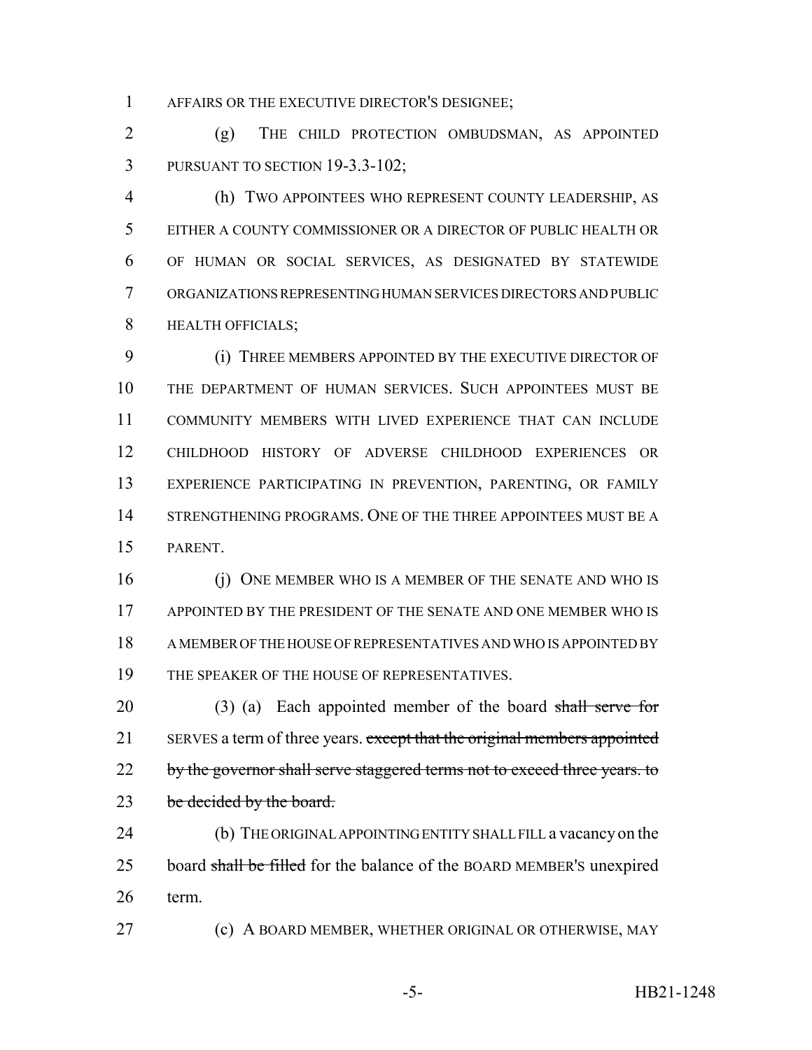AFFAIRS OR THE EXECUTIVE DIRECTOR'S DESIGNEE;

(g) THE CHILD PROTECTION OMBUDSMAN, AS APPOINTED PURSUANT TO SECTION 19-3.3-102;

(h) TWO APPOINTEES WHO REPRESENT COUNTY LEADERSHIP, AS EITHER A COUNTY COMMISSIONER OR A DIRECTOR OF PUBLIC HEALTH OR OF HUMAN OR SOCIAL SERVICES, AS DESIGNATED BY STATEWIDE ORGANIZATIONS REPRESENTING HUMAN SERVICES DIRECTORS AND PUBLIC HEALTH OFFICIALS;

(i) THREE MEMBERS APPOINTED BY THE EXECUTIVE DIRECTOR OF THE DEPARTMENT OF HUMAN SERVICES. SUCH APPOINTEES MUST BE COMMUNITY MEMBERS WITH LIVED EXPERIENCE THAT CAN INCLUDE CHILDHOOD HISTORY OF ADVERSE CHILDHOOD EXPERIENCES OR EXPERIENCE PARTICIPATING IN PREVENTION, PARENTING, OR FAMILY STRENGTHENING PROGRAMS. ONE OF THE THREE APPOINTEES MUST BE A PARENT.

(j) ONE MEMBER WHO IS A MEMBER OF THE SENATE AND WHO IS APPOINTED BY THE PRESIDENT OF THE SENATE AND ONE MEMBER WHO IS A MEMBER OF THE HOUSE OF REPRESENTATIVES AND WHO IS APPOINTED BY THE SPEAKER OF THE HOUSE OF REPRESENTATIVES.

(3) (a) Each appointed member of the board ~~shall serve for~~ SERVES a term of three years. ~~except that the original members appointed by the governor shall serve staggered terms not to exceed three years. to be decided by the board.~~

(b) THE ORIGINAL APPOINTING ENTITY SHALL FILL a vacancy on the board ~~shall be filled~~ for the balance of the BOARD MEMBER'S unexpired term.

(c) A BOARD MEMBER, WHETHER ORIGINAL OR OTHERWISE, MAY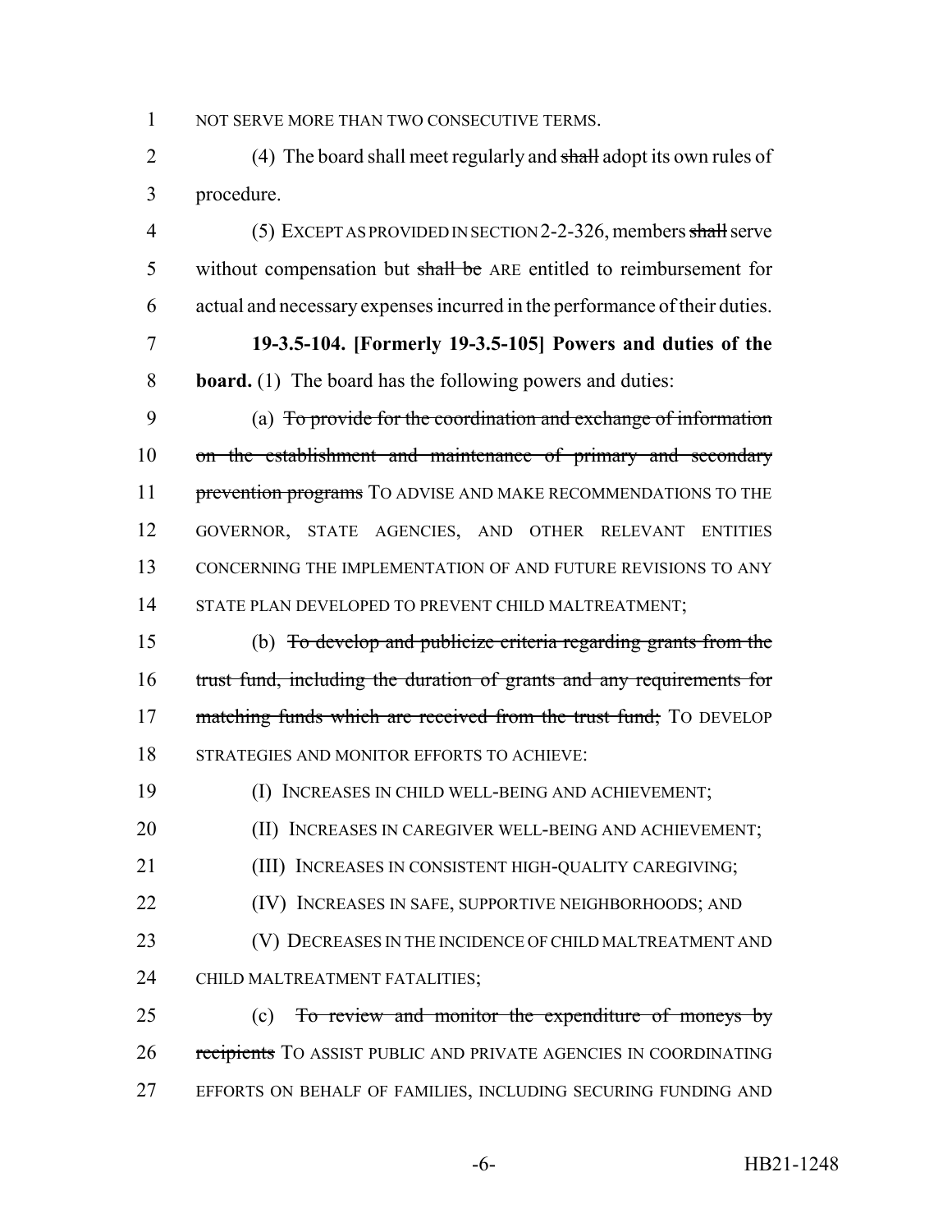NOT SERVE MORE THAN TWO CONSECUTIVE TERMS.

(4) The board shall meet regularly and ~~shall~~ adopt its own rules of procedure.

(5) EXCEPT AS PROVIDED IN SECTION 2-2-326, members ~~shall~~ serve without compensation but ~~shall be~~ ARE entitled to reimbursement for actual and necessary expenses incurred in the performance of their duties.

**19-3.5-104. [Formerly 19-3.5-105] Powers and duties of the board.** (1) The board has the following powers and duties:

(a) ~~To provide for the coordination and exchange of information on the establishment and maintenance of primary and secondary prevention programs~~ TO ADVISE AND MAKE RECOMMENDATIONS TO THE GOVERNOR, STATE AGENCIES, AND OTHER RELEVANT ENTITIES CONCERNING THE IMPLEMENTATION OF AND FUTURE REVISIONS TO ANY STATE PLAN DEVELOPED TO PREVENT CHILD MALTREATMENT;

(b) ~~To develop and publicize criteria regarding grants from the trust fund, including the duration of grants and any requirements for matching funds which are received from the trust fund;~~ TO DEVELOP STRATEGIES AND MONITOR EFFORTS TO ACHIEVE:

(I) INCREASES IN CHILD WELL-BEING AND ACHIEVEMENT;

(II) INCREASES IN CAREGIVER WELL-BEING AND ACHIEVEMENT;

(III) INCREASES IN CONSISTENT HIGH-QUALITY CAREGIVING;

(IV) INCREASES IN SAFE, SUPPORTIVE NEIGHBORHOODS; AND

(V) DECREASES IN THE INCIDENCE OF CHILD MALTREATMENT AND CHILD MALTREATMENT FATALITIES;

(c) ~~To review and monitor the expenditure of moneys by recipients~~ TO ASSIST PUBLIC AND PRIVATE AGENCIES IN COORDINATING EFFORTS ON BEHALF OF FAMILIES, INCLUDING SECURING FUNDING AND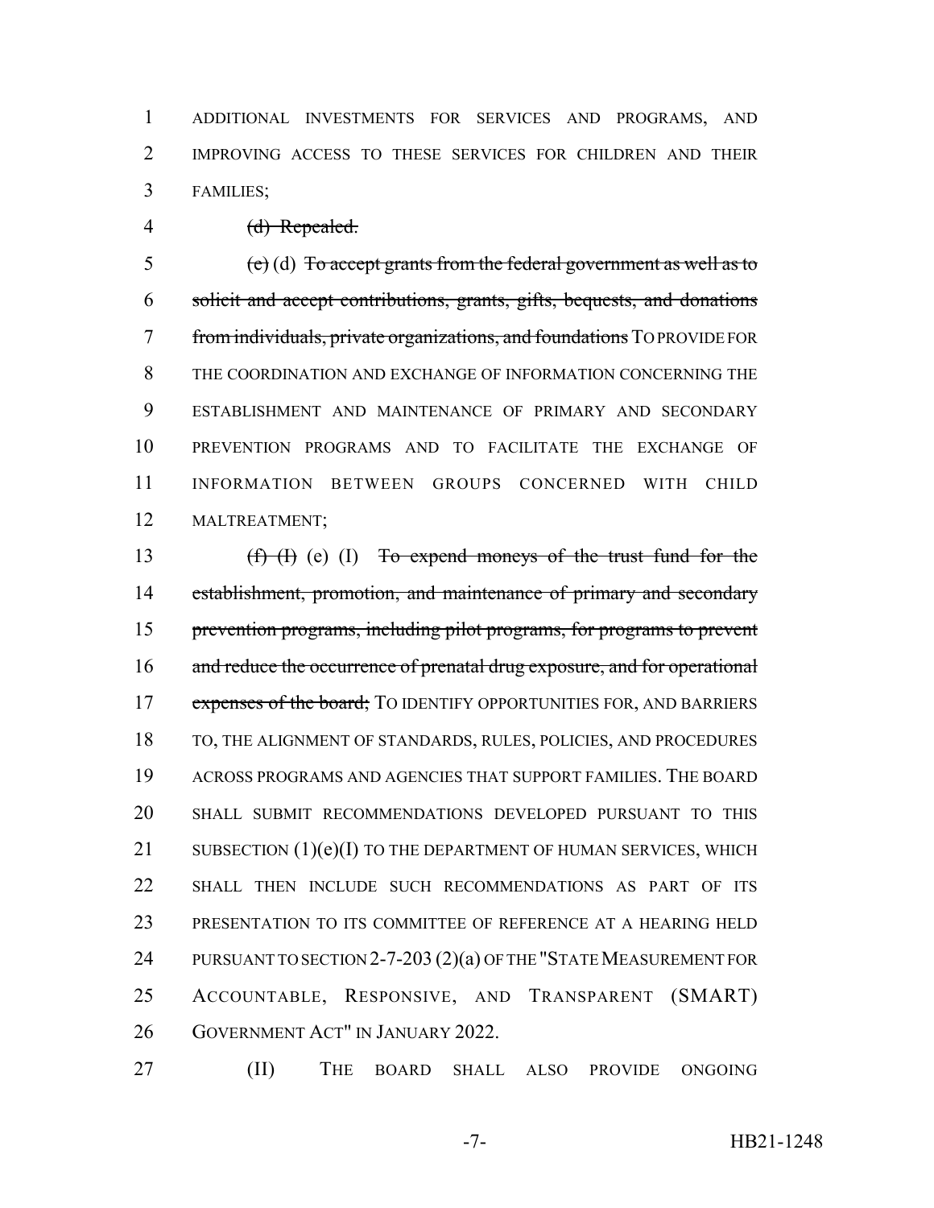ADDITIONAL INVESTMENTS FOR SERVICES AND PROGRAMS, AND IMPROVING ACCESS TO THESE SERVICES FOR CHILDREN AND THEIR FAMILIES;

~~(d) Repealed.~~

~~(e)~~ (d) ~~To accept grants from the federal government as well as to solicit and accept contributions, grants, gifts, bequests, and donations from individuals, private organizations, and foundations~~ TO PROVIDE FOR THE COORDINATION AND EXCHANGE OF INFORMATION CONCERNING THE ESTABLISHMENT AND MAINTENANCE OF PRIMARY AND SECONDARY PREVENTION PROGRAMS AND TO FACILITATE THE EXCHANGE OF INFORMATION BETWEEN GROUPS CONCERNED WITH CHILD MALTREATMENT;

~~(f) (I)~~ (e) (I) ~~To expend moneys of the trust fund for the establishment, promotion, and maintenance of primary and secondary prevention programs, including pilot programs, for programs to prevent and reduce the occurrence of prenatal drug exposure, and for operational expenses of the board;~~ TO IDENTIFY OPPORTUNITIES FOR, AND BARRIERS TO, THE ALIGNMENT OF STANDARDS, RULES, POLICIES, AND PROCEDURES ACROSS PROGRAMS AND AGENCIES THAT SUPPORT FAMILIES. THE BOARD SHALL SUBMIT RECOMMENDATIONS DEVELOPED PURSUANT TO THIS SUBSECTION (1)(e)(I) TO THE DEPARTMENT OF HUMAN SERVICES, WHICH SHALL THEN INCLUDE SUCH RECOMMENDATIONS AS PART OF ITS PRESENTATION TO ITS COMMITTEE OF REFERENCE AT A HEARING HELD PURSUANT TO SECTION 2-7-203 (2)(a) OF THE "STATE MEASUREMENT FOR ACCOUNTABLE, RESPONSIVE, AND TRANSPARENT (SMART) GOVERNMENT ACT" IN JANUARY 2022.

(II) THE BOARD SHALL ALSO PROVIDE ONGOING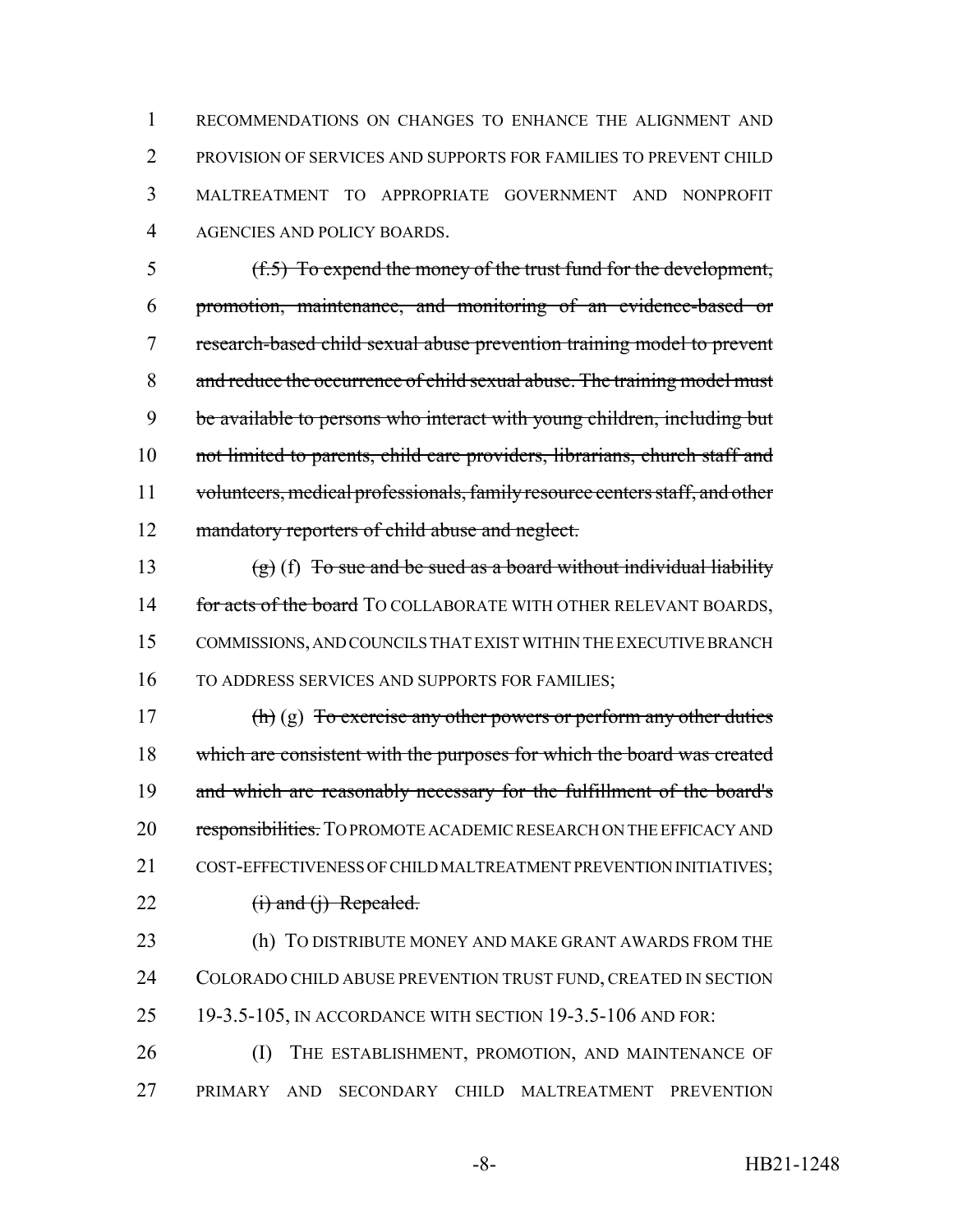1 RECOMMENDATIONS ON CHANGES TO ENHANCE THE ALIGNMENT AND
2 PROVISION OF SERVICES AND SUPPORTS FOR FAMILIES TO PREVENT CHILD
3 MALTREATMENT TO APPROPRIATE GOVERNMENT AND NONPROFIT
4 AGENCIES AND POLICY BOARDS.

5 ~~(f.5) To expend the money of the trust fund for the development,~~
6 ~~promotion, maintenance, and monitoring of an evidence-based or~~
7 ~~research-based child sexual abuse prevention training model to prevent~~
8 ~~and reduce the occurrence of child sexual abuse. The training model must~~
9 ~~be available to persons who interact with young children, including but~~
10 ~~not limited to parents, child care providers, librarians, church staff and~~
11 ~~volunteers, medical professionals, family resource centers staff, and other~~
12 ~~mandatory reporters of child abuse and neglect.~~

13 ~~(g)~~ (f) ~~To sue and be sued as a board without individual liability~~
14 ~~for acts of the board~~ TO COLLABORATE WITH OTHER RELEVANT BOARDS,
15 COMMISSIONS, AND COUNCILS THAT EXIST WITHIN THE EXECUTIVE BRANCH
16 TO ADDRESS SERVICES AND SUPPORTS FOR FAMILIES;

17 ~~(h)~~ (g) ~~To exercise any other powers or perform any other duties~~
18 ~~which are consistent with the purposes for which the board was created~~
19 ~~and which are reasonably necessary for the fulfillment of the board's~~
20 ~~responsibilities.~~ TO PROMOTE ACADEMIC RESEARCH ON THE EFFICACY AND
21 COST-EFFECTIVENESS OF CHILD MALTREATMENT PREVENTION INITIATIVES;

22 ~~(i) and (j) Repealed.~~

23 (h) TO DISTRIBUTE MONEY AND MAKE GRANT AWARDS FROM THE
24 COLORADO CHILD ABUSE PREVENTION TRUST FUND, CREATED IN SECTION
25 19-3.5-105, IN ACCORDANCE WITH SECTION 19-3.5-106 AND FOR:

26 (I) THE ESTABLISHMENT, PROMOTION, AND MAINTENANCE OF
27 PRIMARY AND SECONDARY CHILD MALTREATMENT PREVENTION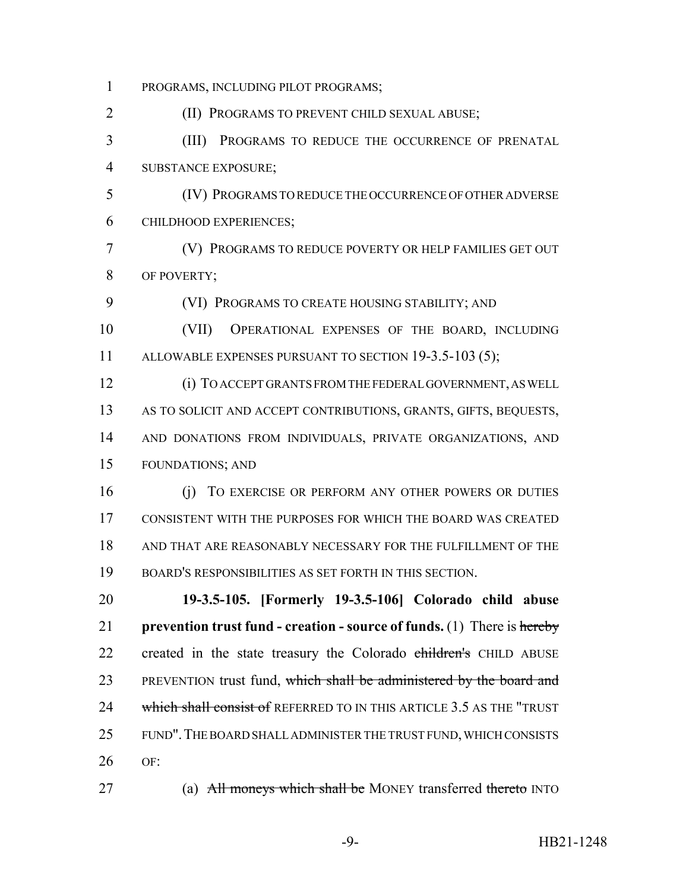PROGRAMS, INCLUDING PILOT PROGRAMS;

(II) PROGRAMS TO PREVENT CHILD SEXUAL ABUSE;

(III) PROGRAMS TO REDUCE THE OCCURRENCE OF PRENATAL SUBSTANCE EXPOSURE;

(IV) PROGRAMS TO REDUCE THE OCCURRENCE OF OTHER ADVERSE CHILDHOOD EXPERIENCES;

(V) PROGRAMS TO REDUCE POVERTY OR HELP FAMILIES GET OUT OF POVERTY;

(VI) PROGRAMS TO CREATE HOUSING STABILITY; AND

(VII) OPERATIONAL EXPENSES OF THE BOARD, INCLUDING ALLOWABLE EXPENSES PURSUANT TO SECTION 19-3.5-103 (5);

(i) TO ACCEPT GRANTS FROM THE FEDERAL GOVERNMENT, AS WELL AS TO SOLICIT AND ACCEPT CONTRIBUTIONS, GRANTS, GIFTS, BEQUESTS, AND DONATIONS FROM INDIVIDUALS, PRIVATE ORGANIZATIONS, AND FOUNDATIONS; AND

(j) TO EXERCISE OR PERFORM ANY OTHER POWERS OR DUTIES CONSISTENT WITH THE PURPOSES FOR WHICH THE BOARD WAS CREATED AND THAT ARE REASONABLY NECESSARY FOR THE FULFILLMENT OF THE BOARD'S RESPONSIBILITIES AS SET FORTH IN THIS SECTION.

**19-3.5-105. [Formerly 19-3.5-106] Colorado child abuse prevention trust fund - creation - source of funds.** (1) There is ~~hereby~~ created in the state treasury the Colorado ~~children's~~ CHILD ABUSE PREVENTION trust fund, ~~which shall be administered by the board and which shall consist of~~ REFERRED TO IN THIS ARTICLE 3.5 AS THE "TRUST FUND". THE BOARD SHALL ADMINISTER THE TRUST FUND, WHICH CONSISTS OF:

(a) ~~All moneys which shall be~~ MONEY transferred ~~thereto~~ INTO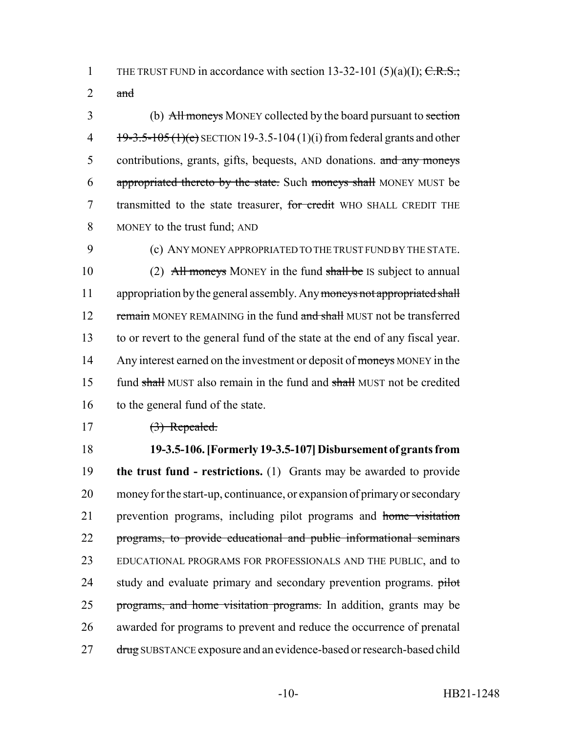1 THE TRUST FUND in accordance with section 13-32-101 (5)(a)(I); ~~C.R.S.;~~
2 ~~and~~

3 (b) ~~All moneys~~ MONEY collected by the board pursuant to ~~section~~
4 ~~19-3.5-105 (1)(c)~~ SECTION 19-3.5-104 (1)(i) from federal grants and other
5 contributions, grants, gifts, bequests, AND donations. ~~and any moneys~~
6 ~~appropriated thereto by the state.~~ Such ~~moneys shall~~ MONEY MUST be
7 transmitted to the state treasurer, ~~for credit~~ WHO SHALL CREDIT THE
8 MONEY to the trust fund; AND

9 (c) ANY MONEY APPROPRIATED TO THE TRUST FUND BY THE STATE.

10 (2) ~~All moneys~~ MONEY in the fund ~~shall be~~ IS subject to annual
11 appropriation by the general assembly. Any ~~moneys not appropriated shall~~
12 ~~remain~~ MONEY REMAINING in the fund ~~and shall~~ MUST not be transferred
13 to or revert to the general fund of the state at the end of any fiscal year.
14 Any interest earned on the investment or deposit of ~~moneys~~ MONEY in the
15 fund ~~shall~~ MUST also remain in the fund and ~~shall~~ MUST not be credited
16 to the general fund of the state.

17 ~~(3) Repealed.~~

18 **19-3.5-106. [Formerly 19-3.5-107] Disbursement of grants from**
19 **the trust fund - restrictions.** (1) Grants may be awarded to provide
20 money for the start-up, continuance, or expansion of primary or secondary
21 prevention programs, including pilot programs and ~~home visitation~~
22 ~~programs, to provide educational and public informational seminars~~
23 EDUCATIONAL PROGRAMS FOR PROFESSIONALS AND THE PUBLIC, and to
24 study and evaluate primary and secondary prevention programs. ~~pilot~~
25 ~~programs, and home visitation programs.~~ In addition, grants may be
26 awarded for programs to prevent and reduce the occurrence of prenatal
27 ~~drug~~ SUBSTANCE exposure and an evidence-based or research-based child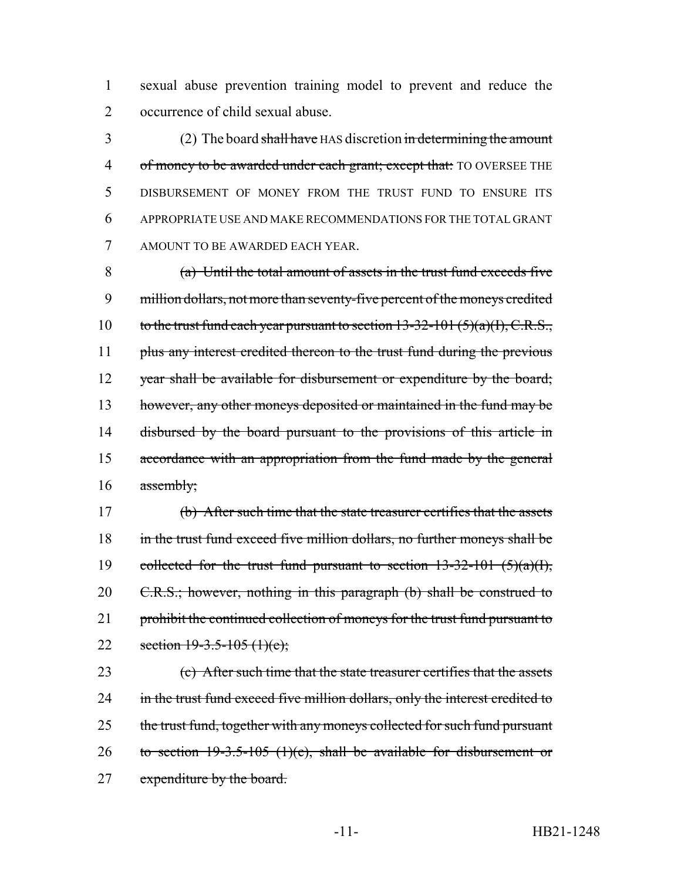1 sexual abuse prevention training model to prevent and reduce the
2 occurrence of child sexual abuse.

3 (2) The board ~~shall have~~ HAS discretion ~~in determining the amount~~
4 ~~of money to be awarded under each grant; except that:~~ TO OVERSEE THE
5 DISBURSEMENT OF MONEY FROM THE TRUST FUND TO ENSURE ITS
6 APPROPRIATE USE AND MAKE RECOMMENDATIONS FOR THE TOTAL GRANT
7 AMOUNT TO BE AWARDED EACH YEAR.

8 ~~(a) Until the total amount of assets in the trust fund exceeds five~~
9 ~~million dollars, not more than seventy-five percent of the moneys credited~~
10 ~~to the trust fund each year pursuant to section 13-32-101 (5)(a)(I), C.R.S.,~~
11 ~~plus any interest credited thereon to the trust fund during the previous~~
12 ~~year shall be available for disbursement or expenditure by the board;~~
13 ~~however, any other moneys deposited or maintained in the fund may be~~
14 ~~disbursed by the board pursuant to the provisions of this article in~~
15 ~~accordance with an appropriation from the fund made by the general~~
16 ~~assembly;~~

17 ~~(b) After such time that the state treasurer certifies that the assets~~
18 ~~in the trust fund exceed five million dollars, no further moneys shall be~~
19 ~~collected for the trust fund pursuant to section 13-32-101 (5)(a)(I),~~
20 ~~C.R.S.; however, nothing in this paragraph (b) shall be construed to~~
21 ~~prohibit the continued collection of moneys for the trust fund pursuant to~~
22 ~~section 19-3.5-105 (1)(e);~~

23 ~~(c) After such time that the state treasurer certifies that the assets~~
24 ~~in the trust fund exceed five million dollars, only the interest credited to~~
25 ~~the trust fund, together with any moneys collected for such fund pursuant~~
26 ~~to section 19-3.5-105 (1)(e), shall be available for disbursement or~~
27 ~~expenditure by the board.~~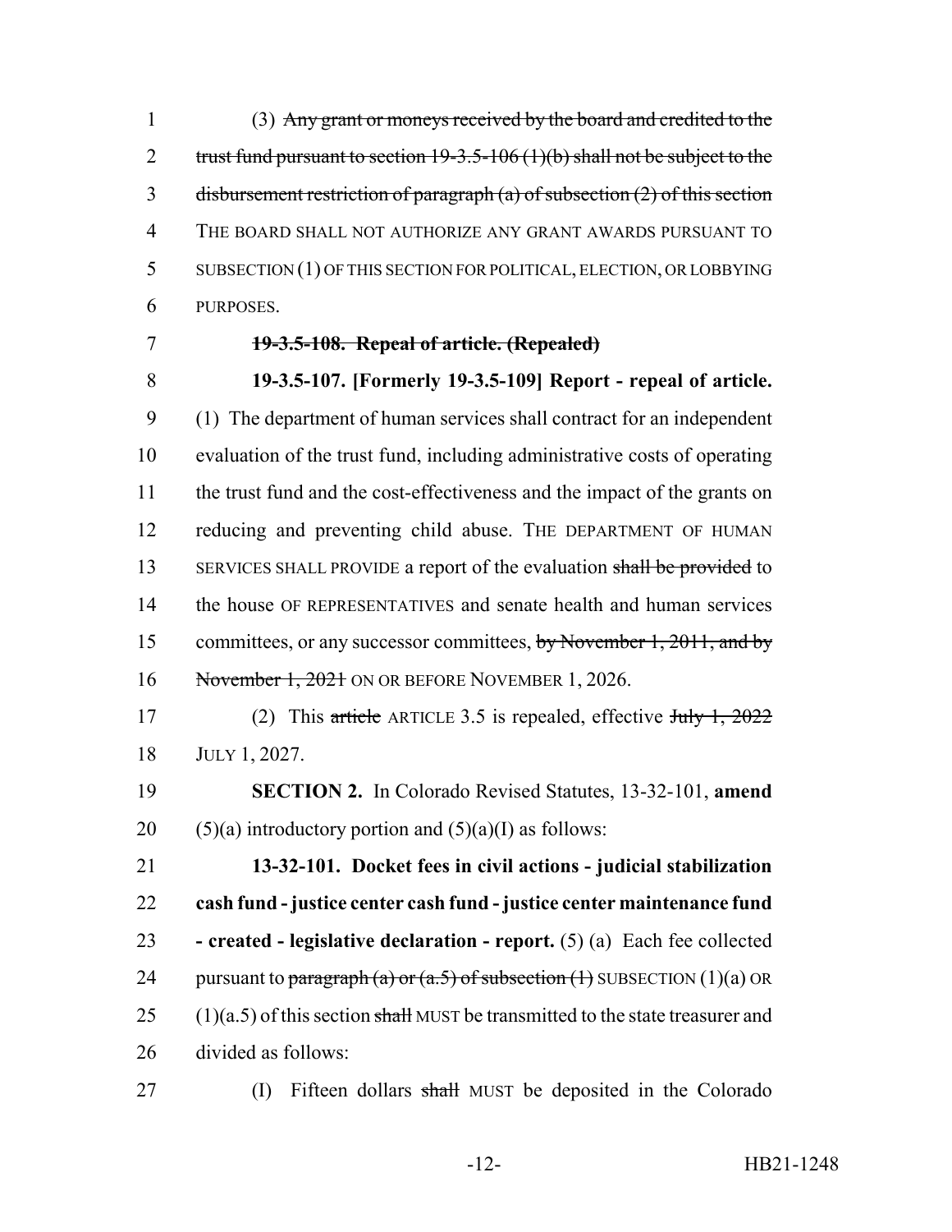(3) ~~Any grant or moneys received by the board and credited to the trust fund pursuant to section 19-3.5-106 (1)(b) shall not be subject to the disbursement restriction of paragraph (a) of subsection (2) of this section~~ THE BOARD SHALL NOT AUTHORIZE ANY GRANT AWARDS PURSUANT TO SUBSECTION (1) OF THIS SECTION FOR POLITICAL, ELECTION, OR LOBBYING PURPOSES.

~~**19-3.5-108. Repeal of article. (Repealed)**~~

**19-3.5-107. [Formerly 19-3.5-109] Report - repeal of article.** (1) The department of human services shall contract for an independent evaluation of the trust fund, including administrative costs of operating the trust fund and the cost-effectiveness and the impact of the grants on reducing and preventing child abuse. THE DEPARTMENT OF HUMAN SERVICES SHALL PROVIDE a report of the evaluation ~~shall be provided~~ to the house OF REPRESENTATIVES and senate health and human services committees, or any successor committees, ~~by November 1, 2011, and by November 1, 2021~~ ON OR BEFORE NOVEMBER 1, 2026.

(2) This ~~article~~ ARTICLE 3.5 is repealed, effective ~~July 1, 2022~~ JULY 1, 2027.

**SECTION 2.** In Colorado Revised Statutes, 13-32-101, **amend** (5)(a) introductory portion and (5)(a)(I) as follows:

**13-32-101. Docket fees in civil actions - judicial stabilization cash fund - justice center cash fund - justice center maintenance fund - created - legislative declaration - report.** (5) (a) Each fee collected pursuant to ~~paragraph (a) or (a.5) of subsection (1)~~ SUBSECTION (1)(a) OR (1)(a.5) of this section ~~shall~~ MUST be transmitted to the state treasurer and divided as follows:

(I) Fifteen dollars ~~shall~~ MUST be deposited in the Colorado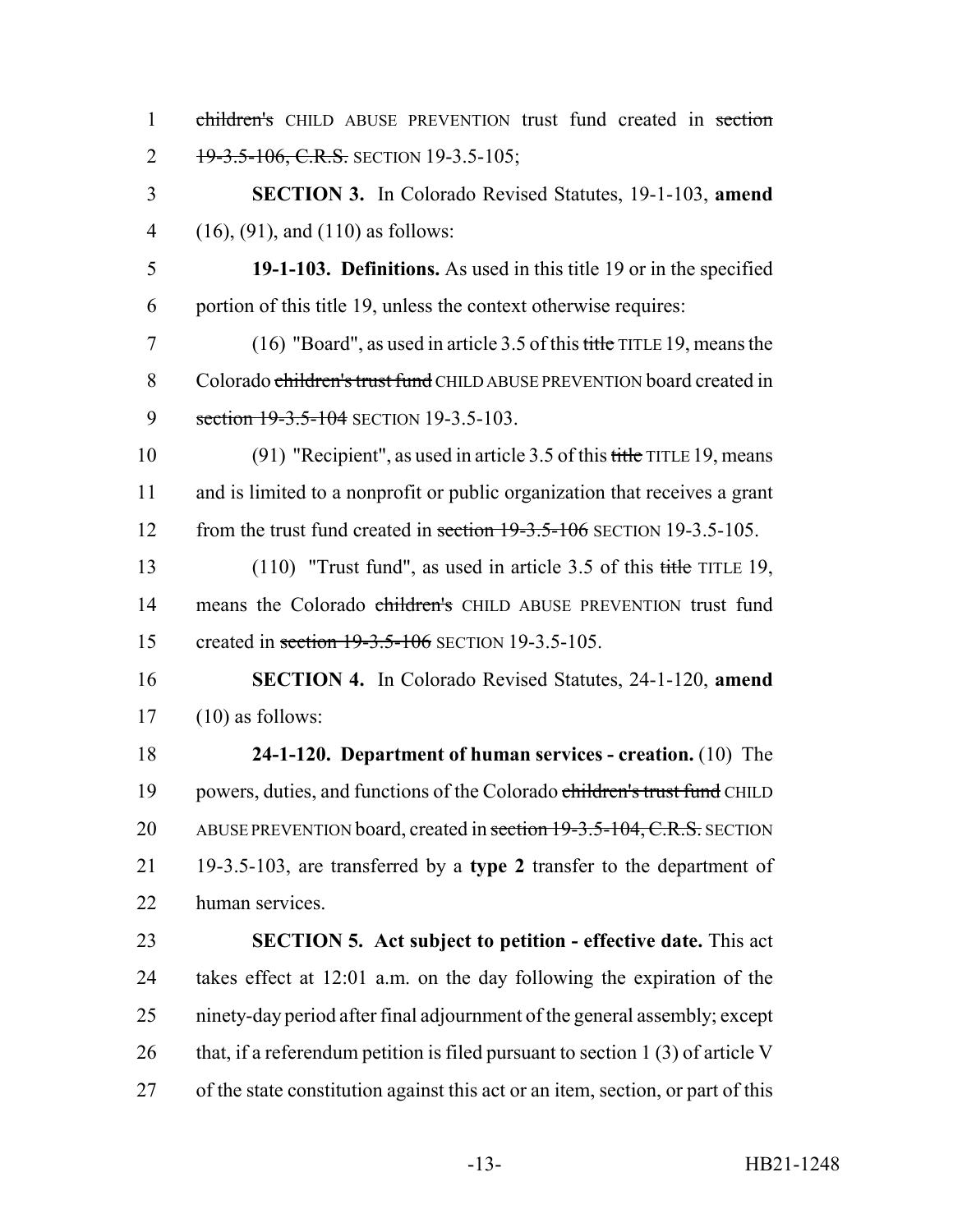children's CHILD ABUSE PREVENTION trust fund created in section 19-3.5-106, C.R.S. SECTION 19-3.5-105;

**SECTION 3.** In Colorado Revised Statutes, 19-1-103, **amend** (16), (91), and (110) as follows:

**19-1-103. Definitions.** As used in this title 19 or in the specified portion of this title 19, unless the context otherwise requires:

(16) "Board", as used in article 3.5 of this title TITLE 19, means the Colorado children's trust fund CHILD ABUSE PREVENTION board created in section 19-3.5-104 SECTION 19-3.5-103.

(91) "Recipient", as used in article 3.5 of this title TITLE 19, means and is limited to a nonprofit or public organization that receives a grant from the trust fund created in section 19-3.5-106 SECTION 19-3.5-105.

(110) "Trust fund", as used in article 3.5 of this title TITLE 19, means the Colorado children's CHILD ABUSE PREVENTION trust fund created in section 19-3.5-106 SECTION 19-3.5-105.

**SECTION 4.** In Colorado Revised Statutes, 24-1-120, **amend** (10) as follows:

**24-1-120. Department of human services - creation.** (10) The powers, duties, and functions of the Colorado children's trust fund CHILD ABUSE PREVENTION board, created in section 19-3.5-104, C.R.S. SECTION 19-3.5-103, are transferred by a **type 2** transfer to the department of human services.

**SECTION 5. Act subject to petition - effective date.** This act takes effect at 12:01 a.m. on the day following the expiration of the ninety-day period after final adjournment of the general assembly; except that, if a referendum petition is filed pursuant to section 1 (3) of article V of the state constitution against this act or an item, section, or part of this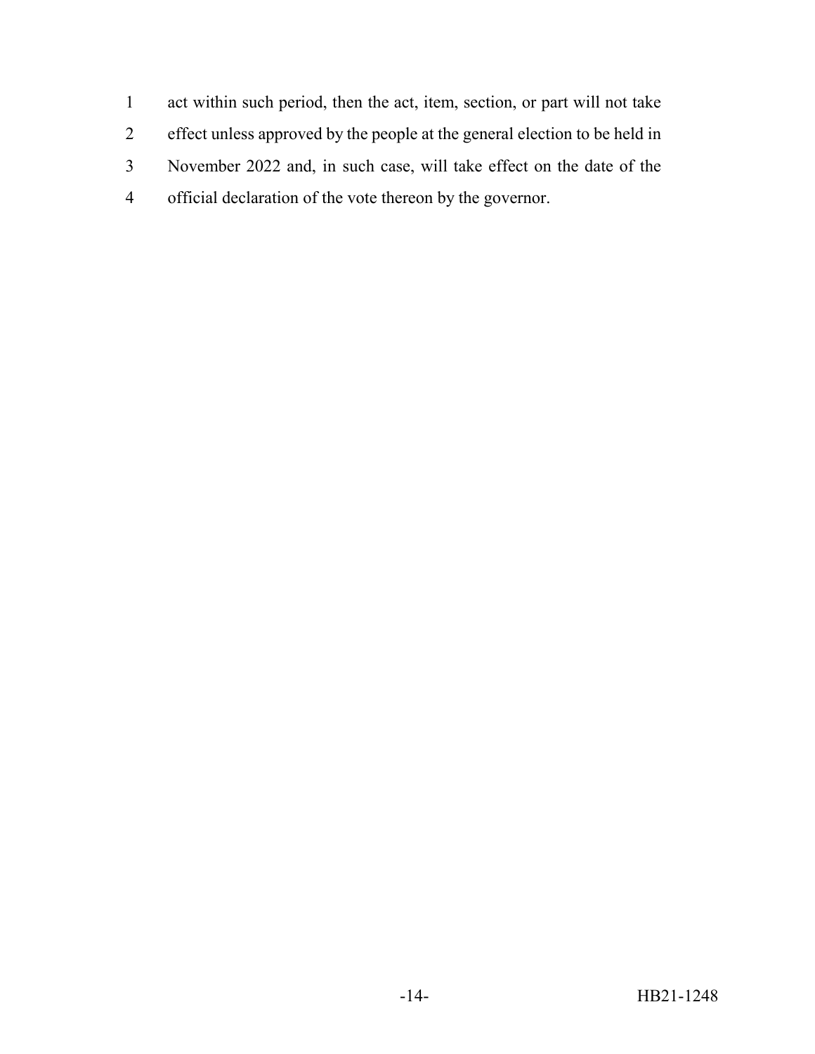act within such period, then the act, item, section, or part will not take effect unless approved by the people at the general election to be held in November 2022 and, in such case, will take effect on the date of the official declaration of the vote thereon by the governor.